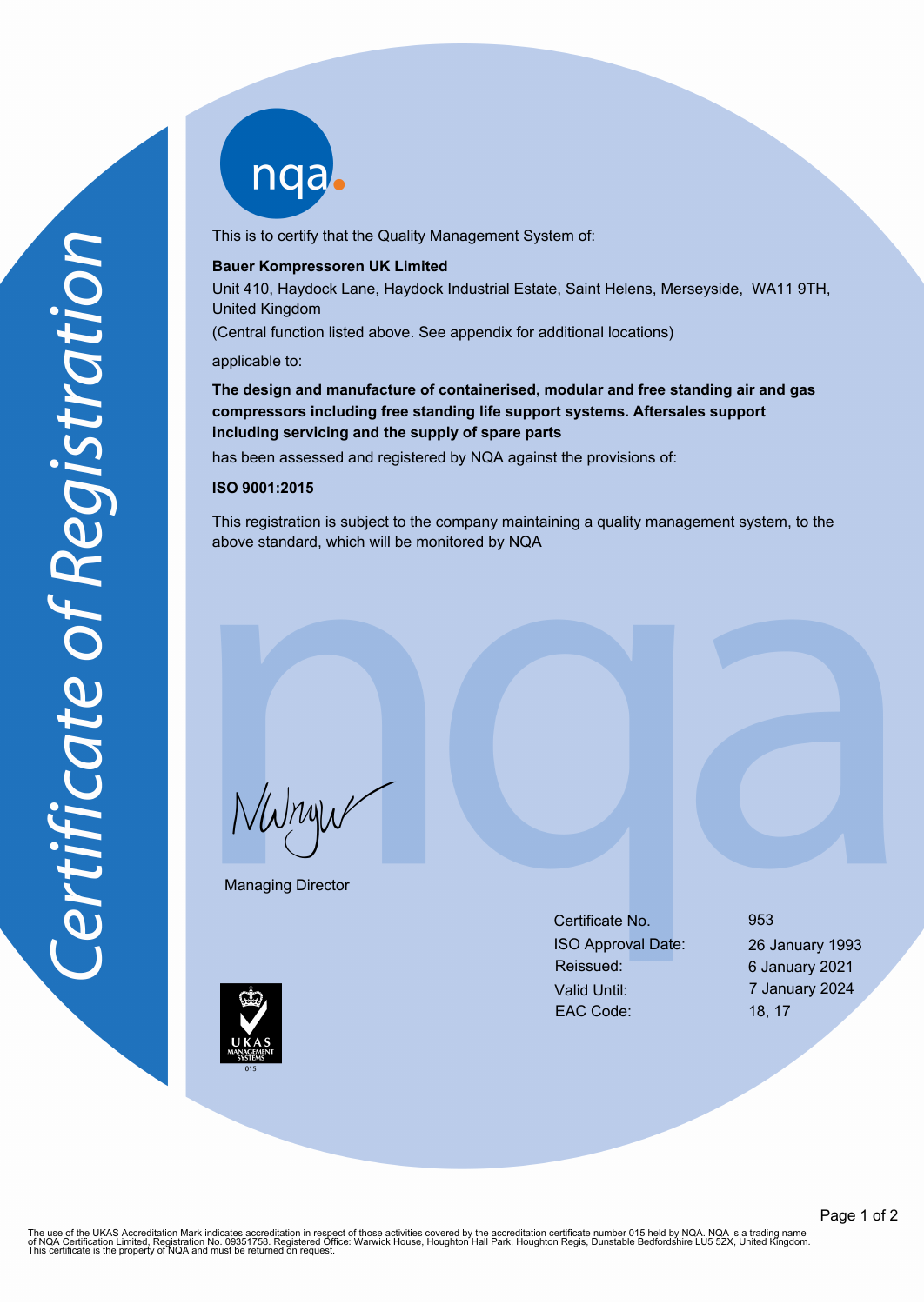# Certificate of Registration

nqa

This is to certify that the Quality Management System of:

**Bauer Kompressoren UK Limited**

Unit 410, Haydock Lane, Haydock Industrial Estate, Saint Helens, Merseyside, WA11 9TH, United Kingdom

(Central function listed above. See appendix for additional locations)

applicable to:

**The design and manufacture of containerised, modular and free standing air and gas compressors including free standing life support systems. Aftersales support including servicing and the supply of spare parts**

has been assessed and registered by NQA against the provisions of:

**ISO 9001:2015**

This registration is subject to the company maintaining a quality management system, to the above standard, which will be monitored by NQA

Managing Director

| | |
|---|---|
| Certificate No. | 953 |
| ISO Approval Date: | 26 January 1993 |
| Reissued: | 6 January 2021 |
| Valid Until: | 7 January 2024 |
| EAC Code: | 18, 17 |

UKAS MANAGEMENT SYSTEMS 015

The use of the UKAS Accreditation Mark indicates accreditation in respect of those activities covered by the accreditation certificate number 015 held by NQA. NQA is a trading name of NQA Certification Limited, Registration No. 09351758. Registered Office: Warwick House, Houghton Hall Park, Houghton Regis, Dunstable Bedfordshire LU5 5ZX, United Kingdom. This certificate is the property of NQA and must be returned on request.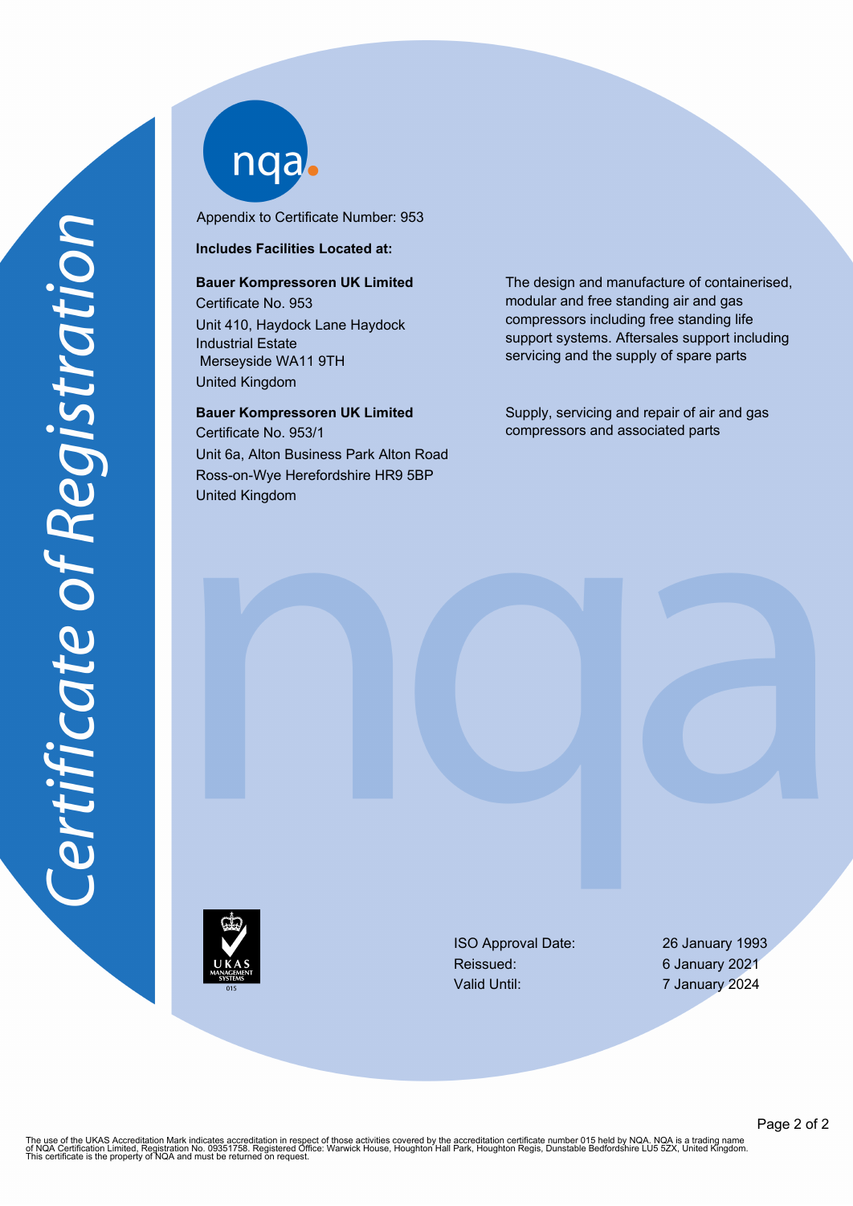*Certificate of Registration*

nqa

Appendix to Certificate Number: 953

**Includes Facilities Located at:**

**Bauer Kompressoren UK Limited**
Certificate No. 953
Unit 410, Haydock Lane Haydock Industrial Estate
Merseyside WA11 9TH
United Kingdom

The design and manufacture of containerised, modular and free standing air and gas compressors including free standing life support systems. Aftersales support including servicing and the supply of spare parts

**Bauer Kompressoren UK Limited**
Certificate No. 953/1
Unit 6a, Alton Business Park Alton Road
Ross-on-Wye Herefordshire HR9 5BP
United Kingdom

Supply, servicing and repair of air and gas compressors and associated parts

UKAS MANAGEMENT SYSTEMS 015

| | |
|---|---|
| ISO Approval Date: | 26 January 1993 |
| Reissued: | 6 January 2021 |
| Valid Until: | 7 January 2024 |

The use of the UKAS Accreditation Mark indicates accreditation in respect of those activities covered by the accreditation certificate number 015 held by NQA. NQA is a trading name of NQA Certification Limited, Registration No. 09351758. Registered Office: Warwick House, Houghton Hall Park, Houghton Regis, Dunstable Bedfordshire LU5 5ZX, United Kingdom.
This certificate is the property of NQA and must be returned on request.